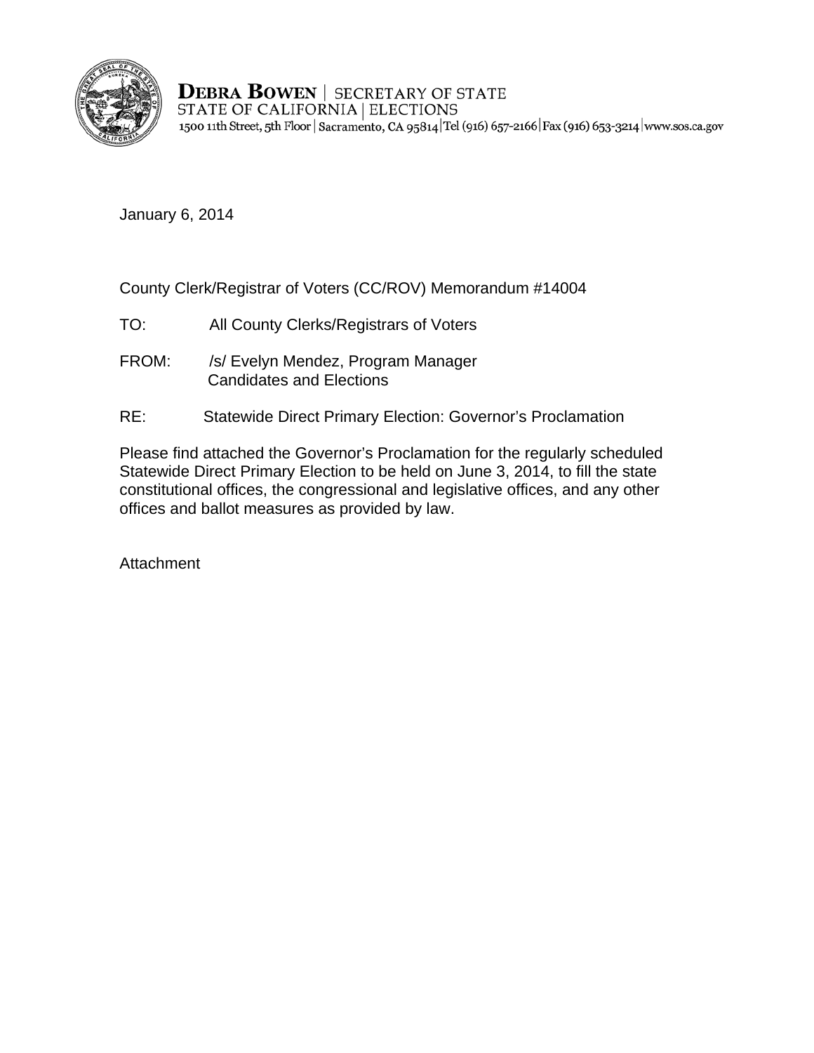**DEBRA BOWEN** | SECRETARY OF STATE
STATE OF CALIFORNIA | ELECTIONS
1500 11th Street, 5th Floor | Sacramento, CA 95814 | Tel (916) 657-2166 | Fax (916) 653-3214 | www.sos.ca.gov

January 6, 2014

County Clerk/Registrar of Voters (CC/ROV) Memorandum #14004

TO: All County Clerks/Registrars of Voters

FROM: /s/ Evelyn Mendez, Program Manager
Candidates and Elections

RE: Statewide Direct Primary Election: Governor's Proclamation

Please find attached the Governor's Proclamation for the regularly scheduled Statewide Direct Primary Election to be held on June 3, 2014, to fill the state constitutional offices, the congressional and legislative offices, and any other offices and ballot measures as provided by law.

Attachment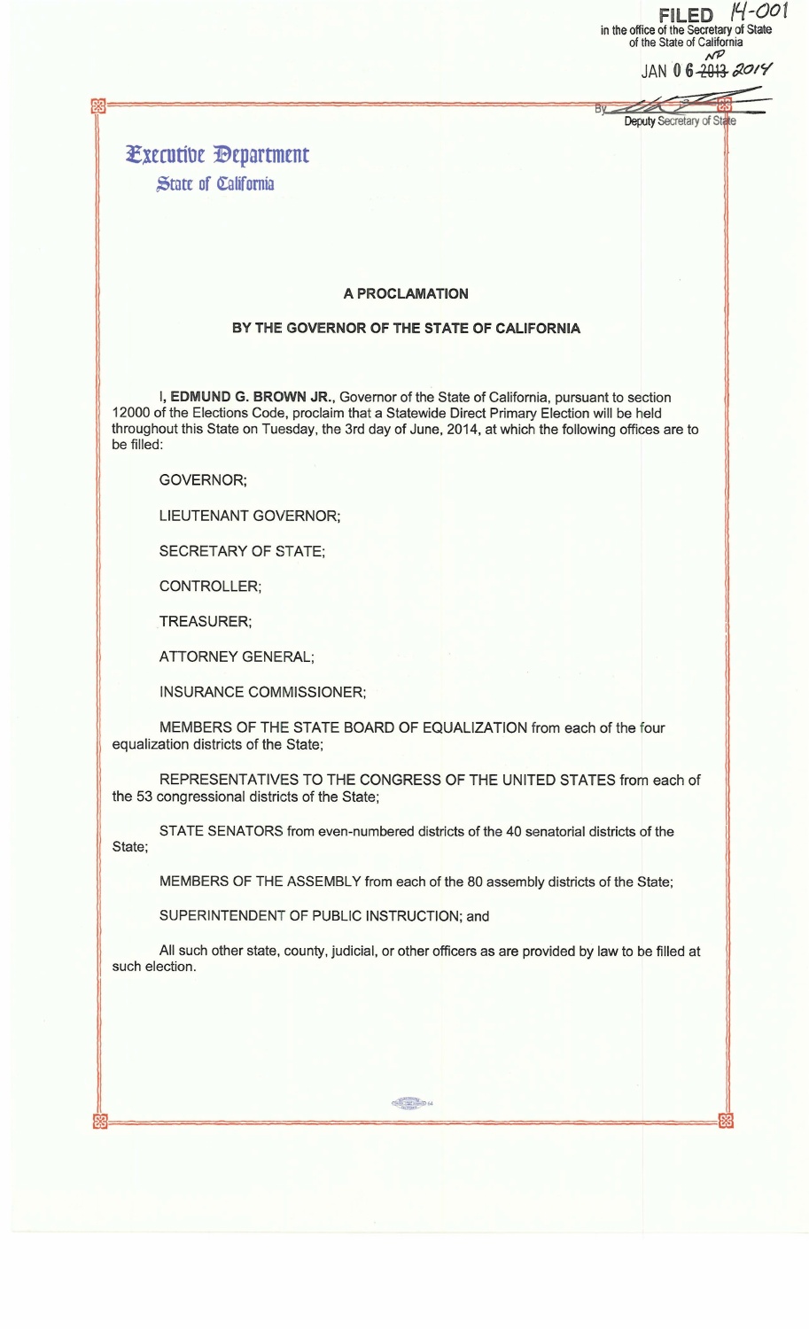FILED 14-001
in the office of the Secretary of State
of the State of California

JAN 06 ~~2013~~ 2014

By ________ Deputy Secretary of State

**Executive Department**
**State of California**

### A PROCLAMATION

### BY THE GOVERNOR OF THE STATE OF CALIFORNIA

I, **EDMUND G. BROWN JR.**, Governor of the State of California, pursuant to section 12000 of the Elections Code, proclaim that a Statewide Direct Primary Election will be held throughout this State on Tuesday, the 3rd day of June, 2014, at which the following offices are to be filled:

GOVERNOR;

LIEUTENANT GOVERNOR;

SECRETARY OF STATE;

CONTROLLER;

TREASURER;

ATTORNEY GENERAL;

INSURANCE COMMISSIONER;

MEMBERS OF THE STATE BOARD OF EQUALIZATION from each of the four equalization districts of the State;

REPRESENTATIVES TO THE CONGRESS OF THE UNITED STATES from each of the 53 congressional districts of the State;

STATE SENATORS from even-numbered districts of the 40 senatorial districts of the State;

MEMBERS OF THE ASSEMBLY from each of the 80 assembly districts of the State;

SUPERINTENDENT OF PUBLIC INSTRUCTION; and

All such other state, county, judicial, or other officers as are provided by law to be filled at such election.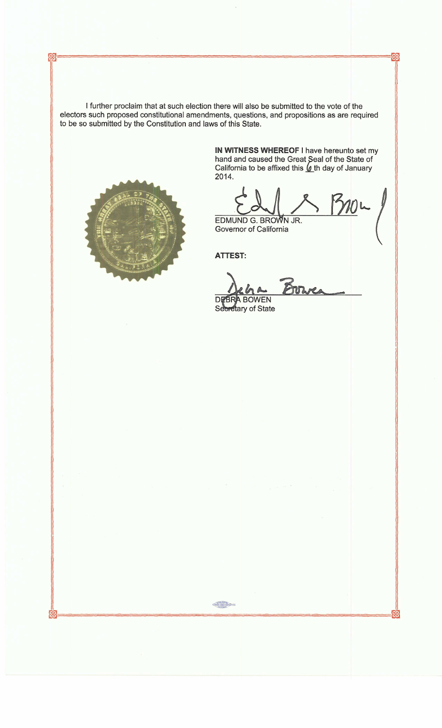I further proclaim that at such election there will also be submitted to the vote of the electors such proposed constitutional amendments, questions, and propositions as are required to be so submitted by the Constitution and laws of this State.

**IN WITNESS WHEREOF** I have hereunto set my hand and caused the Great Seal of the State of California to be affixed this 6th day of January 2014.

EDMUND G. BROWN JR.
Governor of California

**ATTEST:**

DEBRA BOWEN
Secretary of State